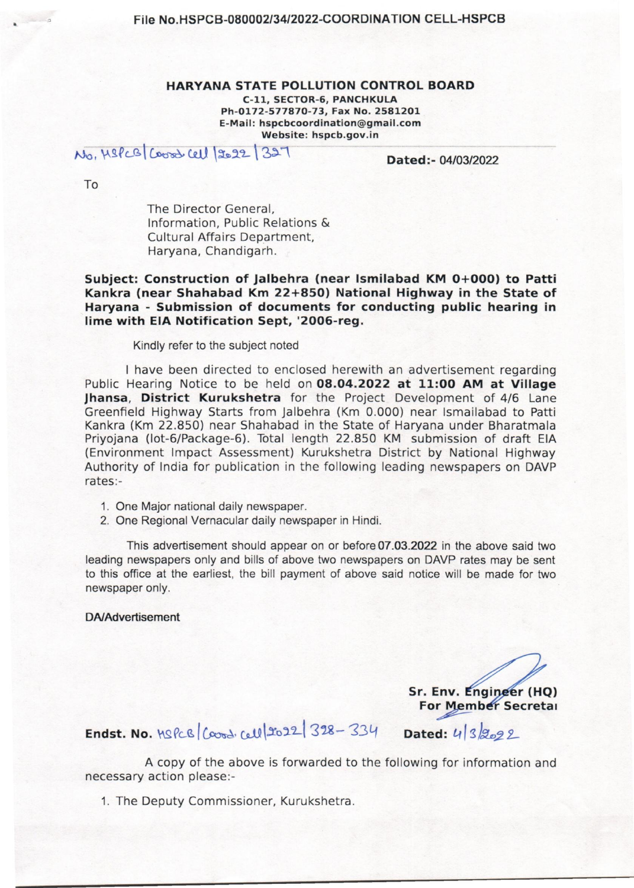File No.HSPCB-080002/34/2022-COORDINATION CELL-HSPCB

**HARYANA STATE POLLUTION CONTROL BOARD**
**C-11, SECTOR-6, PANCHKULA**
**Ph-0172-577870-73, Fax No. 2581201**
**E-Mail: hspcbcoordination@gmail.com**
**Website: hspcb.gov.in**

No. HSPCB/Coord. Cell/2022/327 **Dated:-** 04/03/2022

To

The Director General,
Information, Public Relations &
Cultural Affairs Department,
Haryana, Chandigarh.

**Subject: Construction of Jalbehra (near Ismilabad KM 0+000) to Patti Kankra (near Shahabad Km 22+850) National Highway in the State of Haryana - Submission of documents for conducting public hearing in lime with EIA Notification Sept, '2006-reg.**

Kindly refer to the subject noted

I have been directed to enclosed herewith an advertisement regarding Public Hearing Notice to be held on **08.04.2022 at 11:00 AM at Village Jhansa**, **District Kurukshetra** for the Project Development of 4/6 Lane Greenfield Highway Starts from Jalbehra (Km 0.000) near Ismailabad to Patti Kankra (Km 22.850) near Shahabad in the State of Haryana under Bharatmala Priyojana (lot-6/Package-6). Total length 22.850 KM submission of draft EIA (Environment Impact Assessment) Kurukshetra District by National Highway Authority of India for publication in the following leading newspapers on DAVP rates:-

1. One Major national daily newspaper.
2. One Regional Vernacular daily newspaper in Hindi.

This advertisement should appear on or before 07.03.2022 in the above said two leading newspapers only and bills of above two newspapers on DAVP rates may be sent to this office at the earliest, the bill payment of above said notice will be made for two newspaper only.

**DA/Advertisement**

**Sr. Env. Engineer (HQ)**
**For Member Secretai**

**Endst. No.** HSPCB/Coord. Cell/2022/328-334 **Dated:** 4/3/2022

A copy of the above is forwarded to the following for information and necessary action please:-

1. The Deputy Commissioner, Kurukshetra.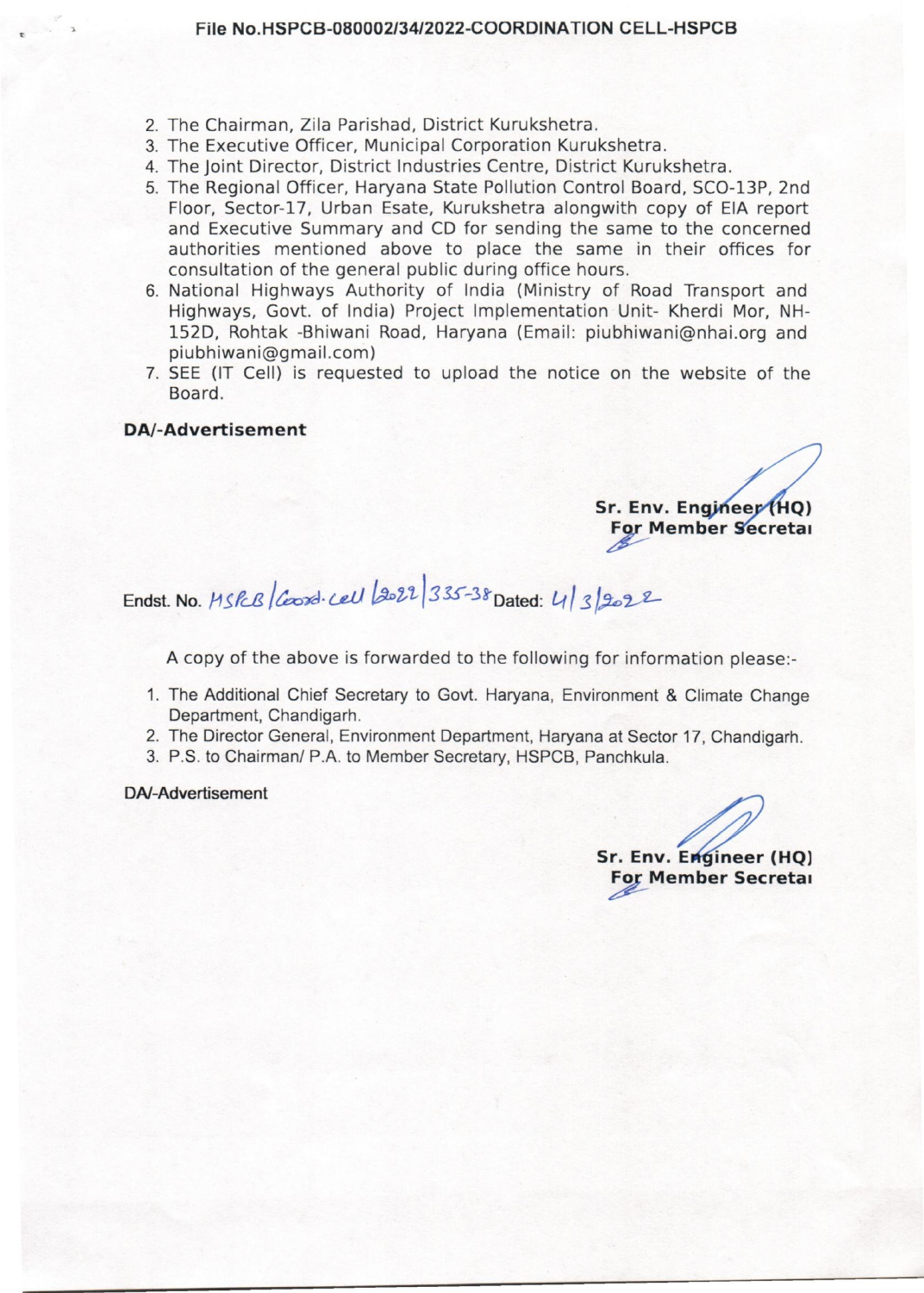File No.HSPCB-080002/34/2022-COORDINATION CELL-HSPCB

2. The Chairman, Zila Parishad, District Kurukshetra.
3. The Executive Officer, Municipal Corporation Kurukshetra.
4. The Joint Director, District Industries Centre, District Kurukshetra.
5. The Regional Officer, Haryana State Pollution Control Board, SCO-13P, 2nd Floor, Sector-17, Urban Esate, Kurukshetra alongwith copy of EIA report and Executive Summary and CD for sending the same to the concerned authorities mentioned above to place the same in their offices for consultation of the general public during office hours.
6. National Highways Authority of India (Ministry of Road Transport and Highways, Govt. of India) Project Implementation Unit- Kherdi Mor, NH-152D, Rohtak -Bhiwani Road, Haryana (Email: piubhiwani@nhai.org and piubhiwani@gmail.com)
7. SEE (IT Cell) is requested to upload the notice on the website of the Board.

**DA/-Advertisement**

**Sr. Env. Engineer (HQ)**
**For Member Secretary**

Endst. No. HSPCB/Coord. Cell/2022/335-38 Dated: 4/3/2022

A copy of the above is forwarded to the following for information please:-

1. The Additional Chief Secretary to Govt. Haryana, Environment & Climate Change Department, Chandigarh.
2. The Director General, Environment Department, Haryana at Sector 17, Chandigarh.
3. P.S. to Chairman/ P.A. to Member Secretary, HSPCB, Panchkula.

DA/-Advertisement

**Sr. Env. Engineer (HQ)**
**For Member Secretary**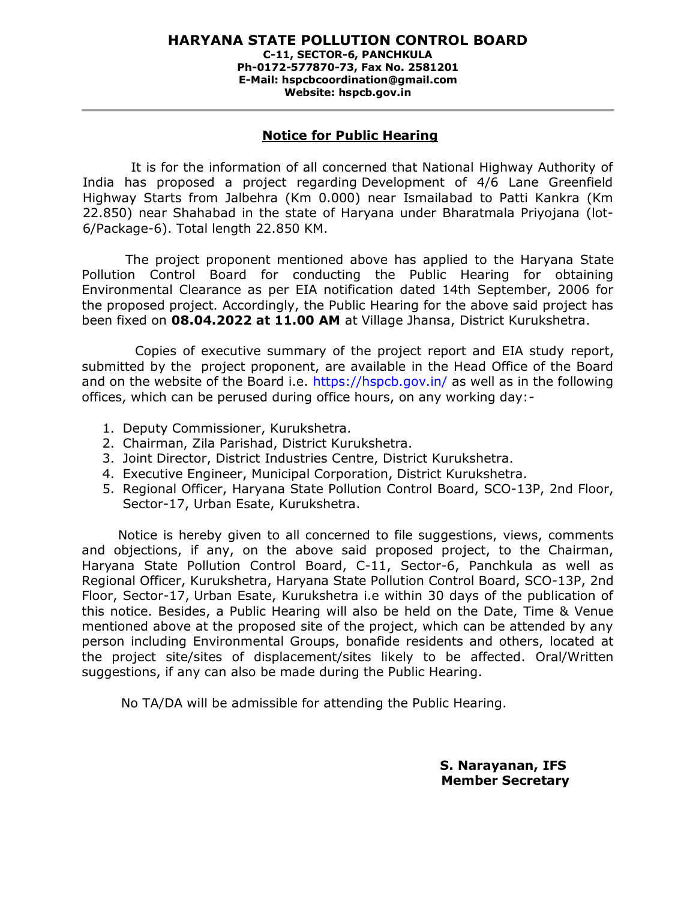# HARYANA STATE POLLUTION CONTROL BOARD

**C-11, SECTOR-6, PANCHKULA**
**Ph-0172-577870-73, Fax No. 2581201**
**E-Mail: hspcbcoordination@gmail.com**
**Website: hspcb.gov.in**

---

## Notice for Public Hearing

It is for the information of all concerned that National Highway Authority of India has proposed a project regarding Development of 4/6 Lane Greenfield Highway Starts from Jalbehra (Km 0.000) near Ismailabad to Patti Kankra (Km 22.850) near Shahabad in the state of Haryana under Bharatmala Priyojana (lot-6/Package-6). Total length 22.850 KM.

The project proponent mentioned above has applied to the Haryana State Pollution Control Board for conducting the Public Hearing for obtaining Environmental Clearance as per EIA notification dated 14th September, 2006 for the proposed project. Accordingly, the Public Hearing for the above said project has been fixed on **08.04.2022 at 11.00 AM** at Village Jhansa, District Kurukshetra.

Copies of executive summary of the project report and EIA study report, submitted by the project proponent, are available in the Head Office of the Board and on the website of the Board i.e. https://hspcb.gov.in/ as well as in the following offices, which can be perused during office hours, on any working day:-

1. Deputy Commissioner, Kurukshetra.
2. Chairman, Zila Parishad, District Kurukshetra.
3. Joint Director, District Industries Centre, District Kurukshetra.
4. Executive Engineer, Municipal Corporation, District Kurukshetra.
5. Regional Officer, Haryana State Pollution Control Board, SCO-13P, 2nd Floor, Sector-17, Urban Esate, Kurukshetra.

Notice is hereby given to all concerned to file suggestions, views, comments and objections, if any, on the above said proposed project, to the Chairman, Haryana State Pollution Control Board, C-11, Sector-6, Panchkula as well as Regional Officer, Kurukshetra, Haryana State Pollution Control Board, SCO-13P, 2nd Floor, Sector-17, Urban Esate, Kurukshetra i.e within 30 days of the publication of this notice. Besides, a Public Hearing will also be held on the Date, Time & Venue mentioned above at the proposed site of the project, which can be attended by any person including Environmental Groups, bonafide residents and others, located at the project site/sites of displacement/sites likely to be affected. Oral/Written suggestions, if any can also be made during the Public Hearing.

No TA/DA will be admissible for attending the Public Hearing.

**S. Narayanan, IFS**
**Member Secretary**